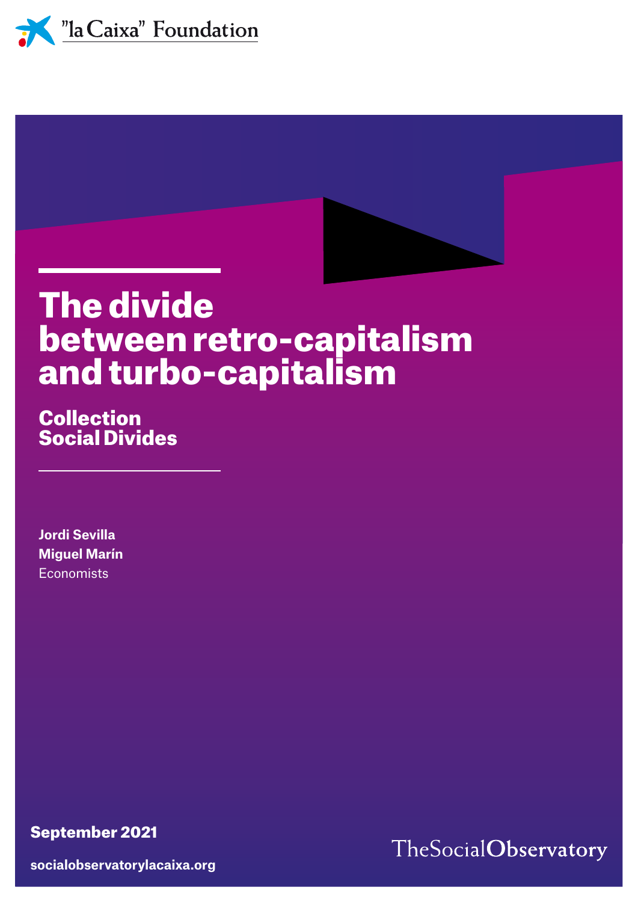"la Caixa" Foundation

# The divide between retro-capitalism and turbo-capitalism

## Collection Social Divides

**Jordi Sevilla**
**Miguel Marín**
Economists

**September 2021**

**socialobservatorylacaixa.org**

TheSocialObservatory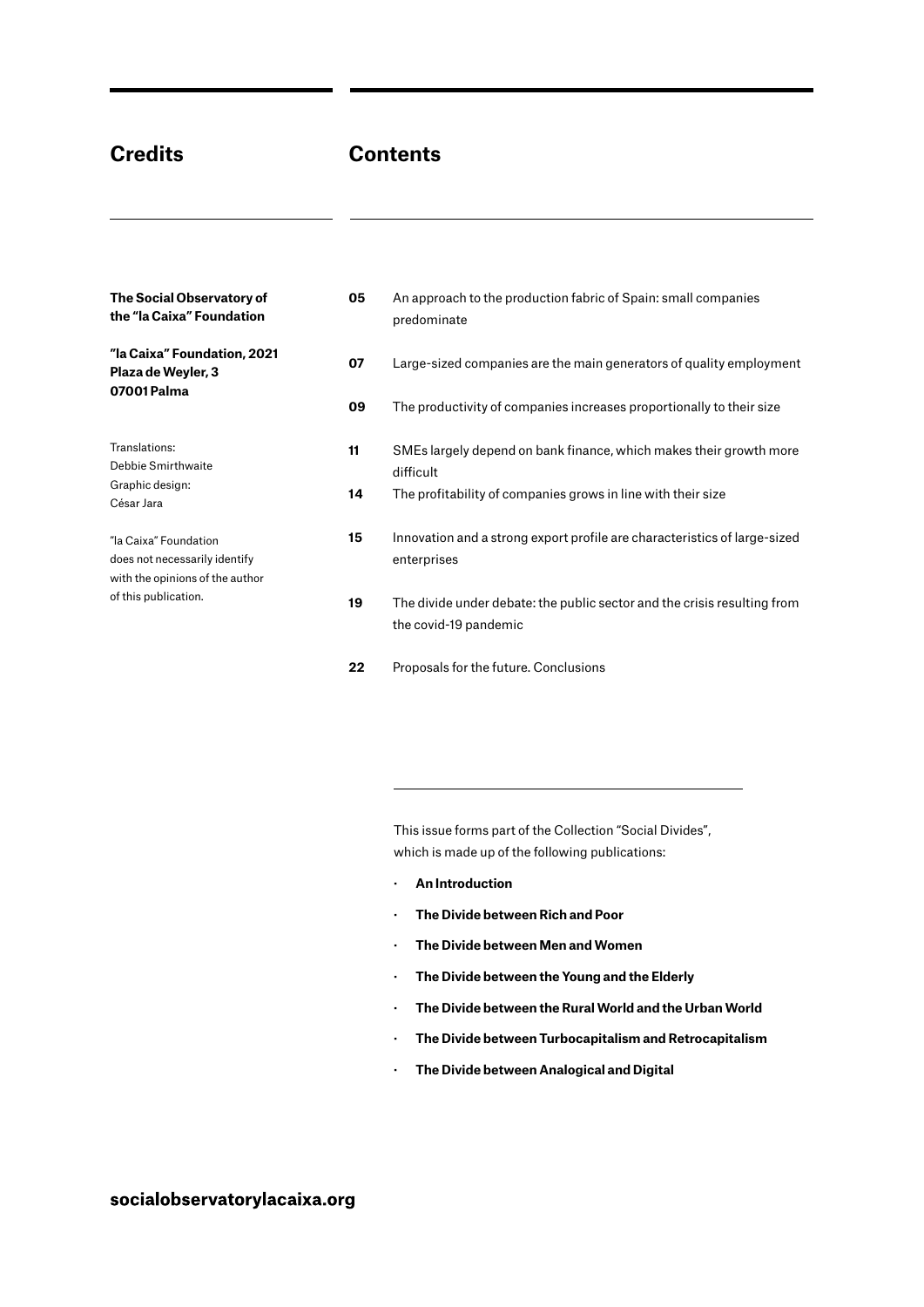## Credits

**The Social Observatory of the "la Caixa" Foundation**

**"la Caixa" Foundation, 2021**
**Plaza de Weyler, 3**
**07001 Palma**

Translations:
Debbie Smirthwaite
Graphic design:
César Jara

"la Caixa" Foundation does not necessarily identify with the opinions of the author of this publication.

## Contents

**05** An approach to the production fabric of Spain: small companies predominate

**07** Large-sized companies are the main generators of quality employment

**09** The productivity of companies increases proportionally to their size

**11** SMEs largely depend on bank finance, which makes their growth more difficult

**14** The profitability of companies grows in line with their size

**15** Innovation and a strong export profile are characteristics of large-sized enterprises

**19** The divide under debate: the public sector and the crisis resulting from the covid-19 pandemic

**22** Proposals for the future. Conclusions

This issue forms part of the Collection "Social Divides", which is made up of the following publications:

- **An Introduction**
- **The Divide between Rich and Poor**
- **The Divide between Men and Women**
- **The Divide between the Young and the Elderly**
- **The Divide between the Rural World and the Urban World**
- **The Divide between Turbocapitalism and Retrocapitalism**
- **The Divide between Analogical and Digital**

**socialobservatorylacaixa.org**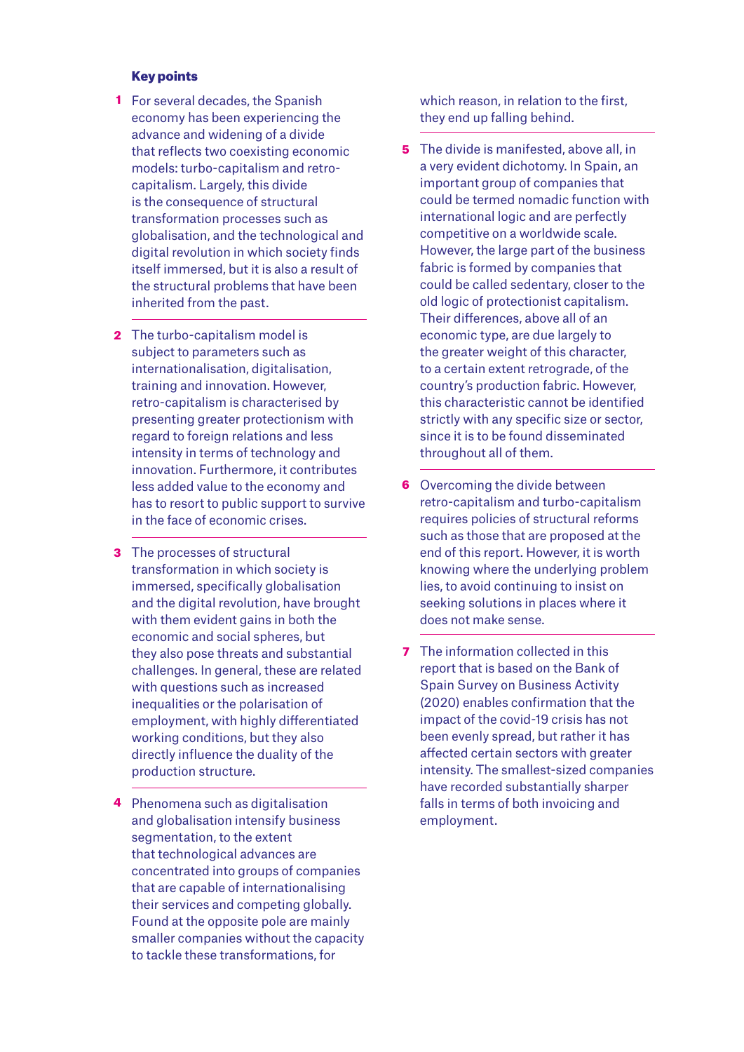### Key points

1. For several decades, the Spanish economy has been experiencing the advance and widening of a divide that reflects two coexisting economic models: turbo-capitalism and retro-capitalism. Largely, this divide is the consequence of structural transformation processes such as globalisation, and the technological and digital revolution in which society finds itself immersed, but it is also a result of the structural problems that have been inherited from the past.

2. The turbo-capitalism model is subject to parameters such as internationalisation, digitalisation, training and innovation. However, retro-capitalism is characterised by presenting greater protectionism with regard to foreign relations and less intensity in terms of technology and innovation. Furthermore, it contributes less added value to the economy and has to resort to public support to survive in the face of economic crises.

3. The processes of structural transformation in which society is immersed, specifically globalisation and the digital revolution, have brought with them evident gains in both the economic and social spheres, but they also pose threats and substantial challenges. In general, these are related with questions such as increased inequalities or the polarisation of employment, with highly differentiated working conditions, but they also directly influence the duality of the production structure.

4. Phenomena such as digitalisation and globalisation intensify business segmentation, to the extent that technological advances are concentrated into groups of companies that are capable of internationalising their services and competing globally. Found at the opposite pole are mainly smaller companies without the capacity to tackle these transformations, for which reason, in relation to the first, they end up falling behind.

5. The divide is manifested, above all, in a very evident dichotomy. In Spain, an important group of companies that could be termed nomadic function with international logic and are perfectly competitive on a worldwide scale. However, the large part of the business fabric is formed by companies that could be called sedentary, closer to the old logic of protectionist capitalism. Their differences, above all of an economic type, are due largely to the greater weight of this character, to a certain extent retrograde, of the country's production fabric. However, this characteristic cannot be identified strictly with any specific size or sector, since it is to be found disseminated throughout all of them.

6. Overcoming the divide between retro-capitalism and turbo-capitalism requires policies of structural reforms such as those that are proposed at the end of this report. However, it is worth knowing where the underlying problem lies, to avoid continuing to insist on seeking solutions in places where it does not make sense.

7. The information collected in this report that is based on the Bank of Spain Survey on Business Activity (2020) enables confirmation that the impact of the covid-19 crisis has not been evenly spread, but rather it has affected certain sectors with greater intensity. The smallest-sized companies have recorded substantially sharper falls in terms of both invoicing and employment.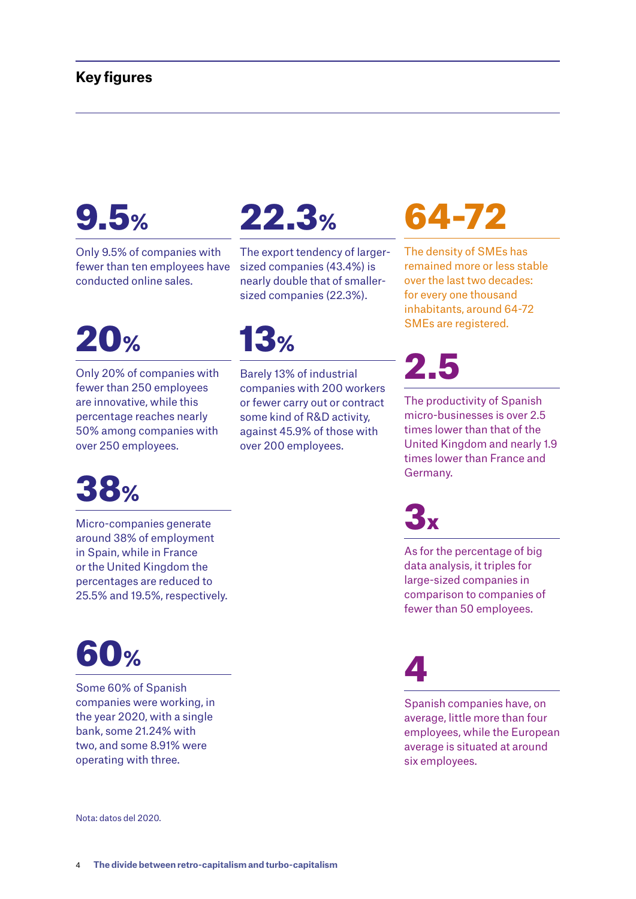## Key figures

**9.5%**

Only 9.5% of companies with fewer than ten employees have conducted online sales.

**20%**

Only 20% of companies with fewer than 250 employees are innovative, while this percentage reaches nearly 50% among companies with over 250 employees.

**38%**

Micro-companies generate around 38% of employment in Spain, while in France or the United Kingdom the percentages are reduced to 25.5% and 19.5%, respectively.

**60%**

Some 60% of Spanish companies were working, in the year 2020, with a single bank, some 21.24% with two, and some 8.91% were operating with three.

**22.3%**

The export tendency of larger-sized companies (43.4%) is nearly double that of smaller-sized companies (22.3%).

**13%**

Barely 13% of industrial companies with 200 workers or fewer carry out or contract some kind of R&D activity, against 45.9% of those with over 200 employees.

**64-72**

The density of SMEs has remained more or less stable over the last two decades: for every one thousand inhabitants, around 64-72 SMEs are registered.

**2.5**

The productivity of Spanish micro-businesses is over 2.5 times lower than that of the United Kingdom and nearly 1.9 times lower than France and Germany.

**3x**

As for the percentage of big data analysis, it triples for large-sized companies in comparison to companies of fewer than 50 employees.

**4**

Spanish companies have, on average, little more than four employees, while the European average is situated at around six employees.

Nota: datos del 2020.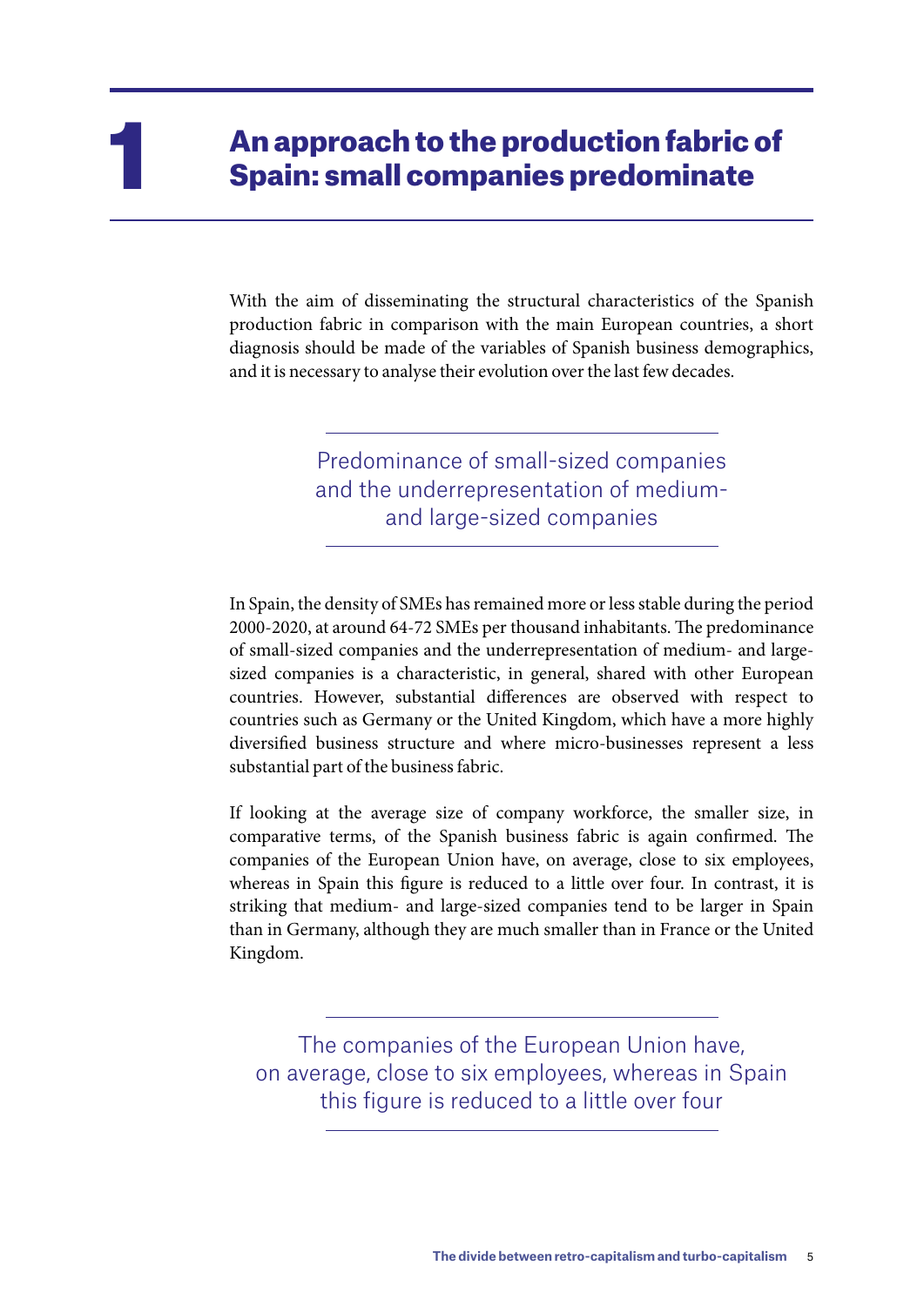# 1 An approach to the production fabric of Spain: small companies predominate

With the aim of disseminating the structural characteristics of the Spanish production fabric in comparison with the main European countries, a short diagnosis should be made of the variables of Spanish business demographics, and it is necessary to analyse their evolution over the last few decades.

> Predominance of small-sized companies and the underrepresentation of medium- and large-sized companies

In Spain, the density of SMEs has remained more or less stable during the period 2000-2020, at around 64-72 SMEs per thousand inhabitants. The predominance of small-sized companies and the underrepresentation of medium- and large-sized companies is a characteristic, in general, shared with other European countries. However, substantial differences are observed with respect to countries such as Germany or the United Kingdom, which have a more highly diversified business structure and where micro-businesses represent a less substantial part of the business fabric.

If looking at the average size of company workforce, the smaller size, in comparative terms, of the Spanish business fabric is again confirmed. The companies of the European Union have, on average, close to six employees, whereas in Spain this figure is reduced to a little over four. In contrast, it is striking that medium- and large-sized companies tend to be larger in Spain than in Germany, although they are much smaller than in France or the United Kingdom.

> The companies of the European Union have, on average, close to six employees, whereas in Spain this figure is reduced to a little over four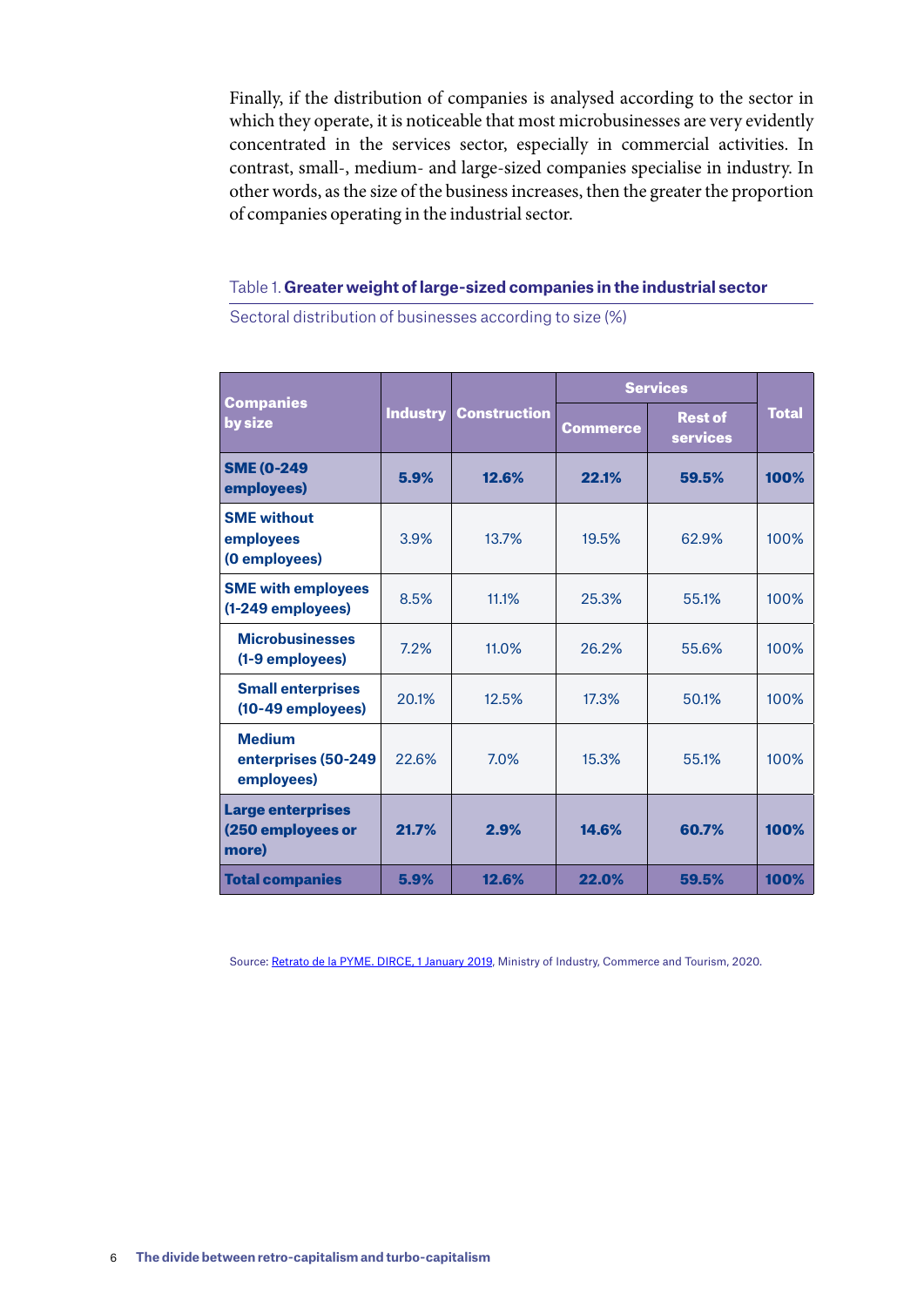Finally, if the distribution of companies is analysed according to the sector in which they operate, it is noticeable that most microbusinesses are very evidently concentrated in the services sector, especially in commercial activities. In contrast, small-, medium- and large-sized companies specialise in industry. In other words, as the size of the business increases, then the greater the proportion of companies operating in the industrial sector.

Table 1. **Greater weight of large-sized companies in the industrial sector**

Sectoral distribution of businesses according to size (%)

| Companies by size | Industry | Construction | Services | | Total |
|---|---|---|---|---|---|
| | | | Commerce | Rest of services | |
| **SME (0-249 employees)** | **5.9%** | **12.6%** | **22.1%** | **59.5%** | **100%** |
| **SME without employees (0 employees)** | 3.9% | 13.7% | 19.5% | 62.9% | 100% |
| **SME with employees (1-249 employees)** | 8.5% | 11.1% | 25.3% | 55.1% | 100% |
| **Microbusinesses (1-9 employees)** | 7.2% | 11.0% | 26.2% | 55.6% | 100% |
| **Small enterprises (10-49 employees)** | 20.1% | 12.5% | 17.3% | 50.1% | 100% |
| **Medium enterprises (50-249 employees)** | 22.6% | 7.0% | 15.3% | 55.1% | 100% |
| **Large enterprises (250 employees or more)** | **21.7%** | **2.9%** | **14.6%** | **60.7%** | **100%** |
| **Total companies** | **5.9%** | **12.6%** | **22.0%** | **59.5%** | **100%** |

Source: Retrato de la PYME. DIRCE, 1 January 2019, Ministry of Industry, Commerce and Tourism, 2020.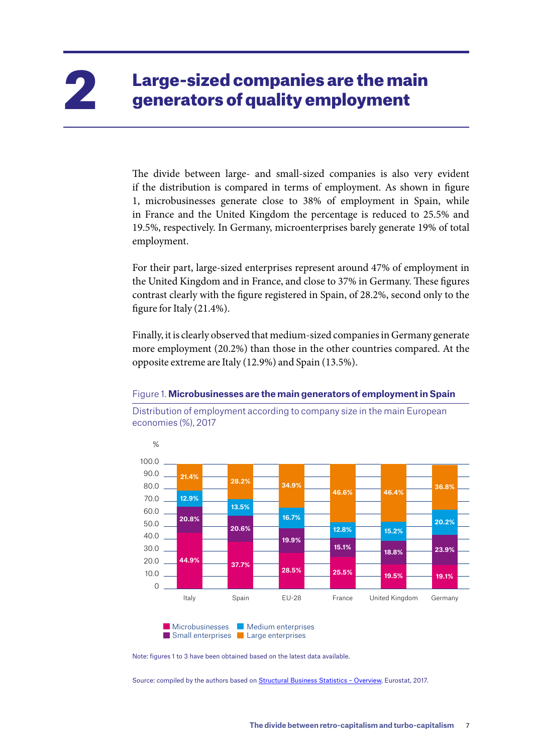# 2 Large-sized companies are the main generators of quality employment

The divide between large- and small-sized companies is also very evident if the distribution is compared in terms of employment. As shown in figure 1, microbusinesses generate close to 38% of employment in Spain, while in France and the United Kingdom the percentage is reduced to 25.5% and 19.5%, respectively. In Germany, microenterprises barely generate 19% of total employment.

For their part, large-sized enterprises represent around 47% of employment in the United Kingdom and in France, and close to 37% in Germany. These figures contrast clearly with the figure registered in Spain, of 28.2%, second only to the figure for Italy (21.4%).

Finally, it is clearly observed that medium-sized companies in Germany generate more employment (20.2%) than those in the other countries compared. At the opposite extreme are Italy (12.9%) and Spain (13.5%).

Figure 1. **Microbusinesses are the main generators of employment in Spain**

Distribution of employment according to company size in the main European economies (%), 2017

%

100.0
90.0
80.0
70.0
60.0
50.0
40.0
30.0
20.0
10.0
0

Italy: 44.9%, 20.8%, 12.9%, 21.4%
Spain: 37.7%, 20.6%, 13.5%, 28.2%
EU-28: 28.5%, 19.9%, 16.7%, 34.9%
France: 25.5%, 15.1%, 12.8%, 46.6%
United Kingdom: 19.5%, 18.8%, 15.2%, 46.4%
Germany: 19.1%, 23.9%, 20.2%, 36.8%

Microbusinesses
Small enterprises
Medium enterprises
Large enterprises

Note: figures 1 to 3 have been obtained based on the latest data available.

Source: compiled by the authors based on Structural Business Statistics – Overview, Eurostat, 2017.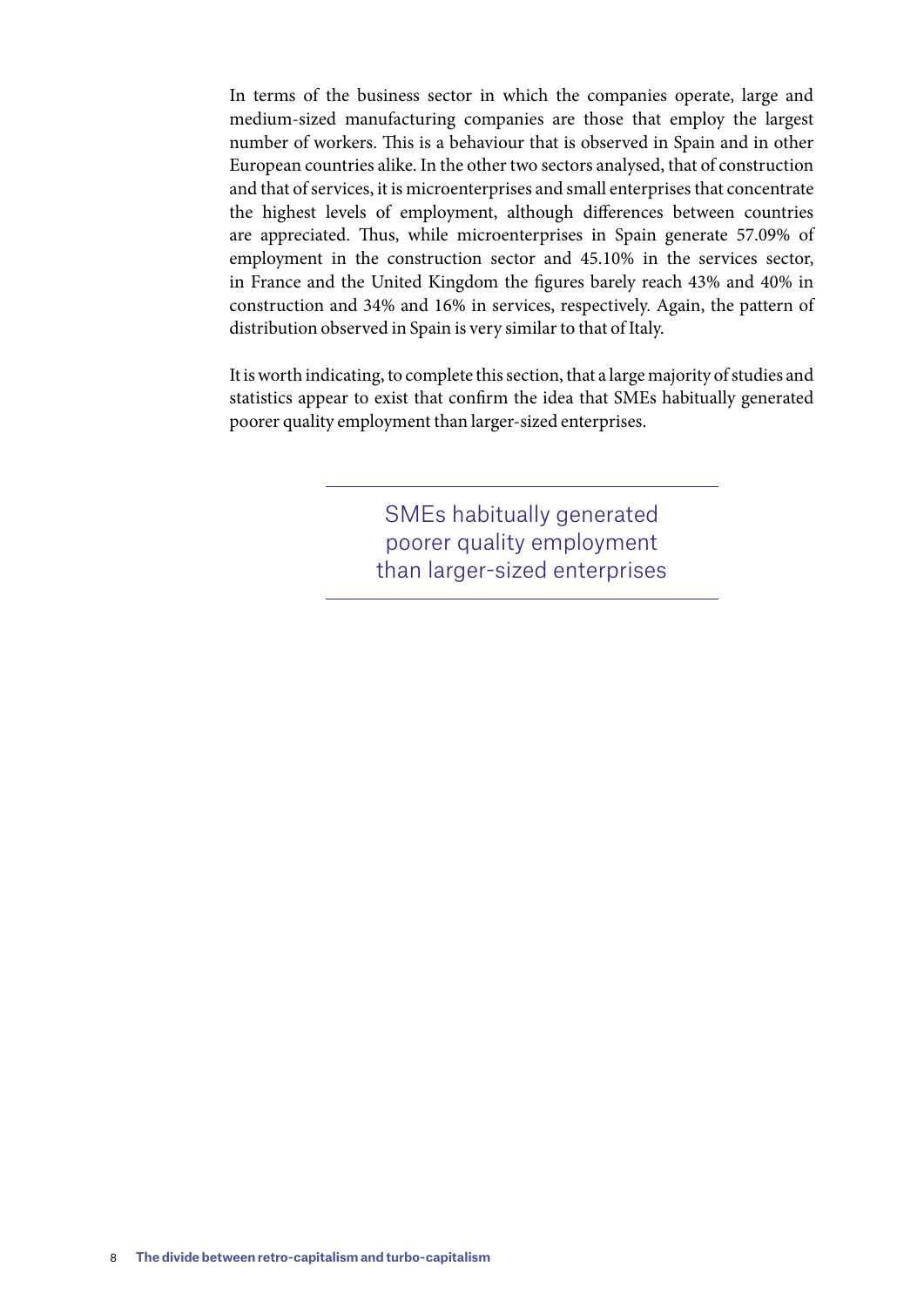In terms of the business sector in which the companies operate, large and medium-sized manufacturing companies are those that employ the largest number of workers. This is a behaviour that is observed in Spain and in other European countries alike. In the other two sectors analysed, that of construction and that of services, it is microenterprises and small enterprises that concentrate the highest levels of employment, although differences between countries are appreciated. Thus, while microenterprises in Spain generate 57.09% of employment in the construction sector and 45.10% in the services sector, in France and the United Kingdom the figures barely reach 43% and 40% in construction and 34% and 16% in services, respectively. Again, the pattern of distribution observed in Spain is very similar to that of Italy.

It is worth indicating, to complete this section, that a large majority of studies and statistics appear to exist that confirm the idea that SMEs habitually generated poorer quality employment than larger-sized enterprises.

> SMEs habitually generated poorer quality employment than larger-sized enterprises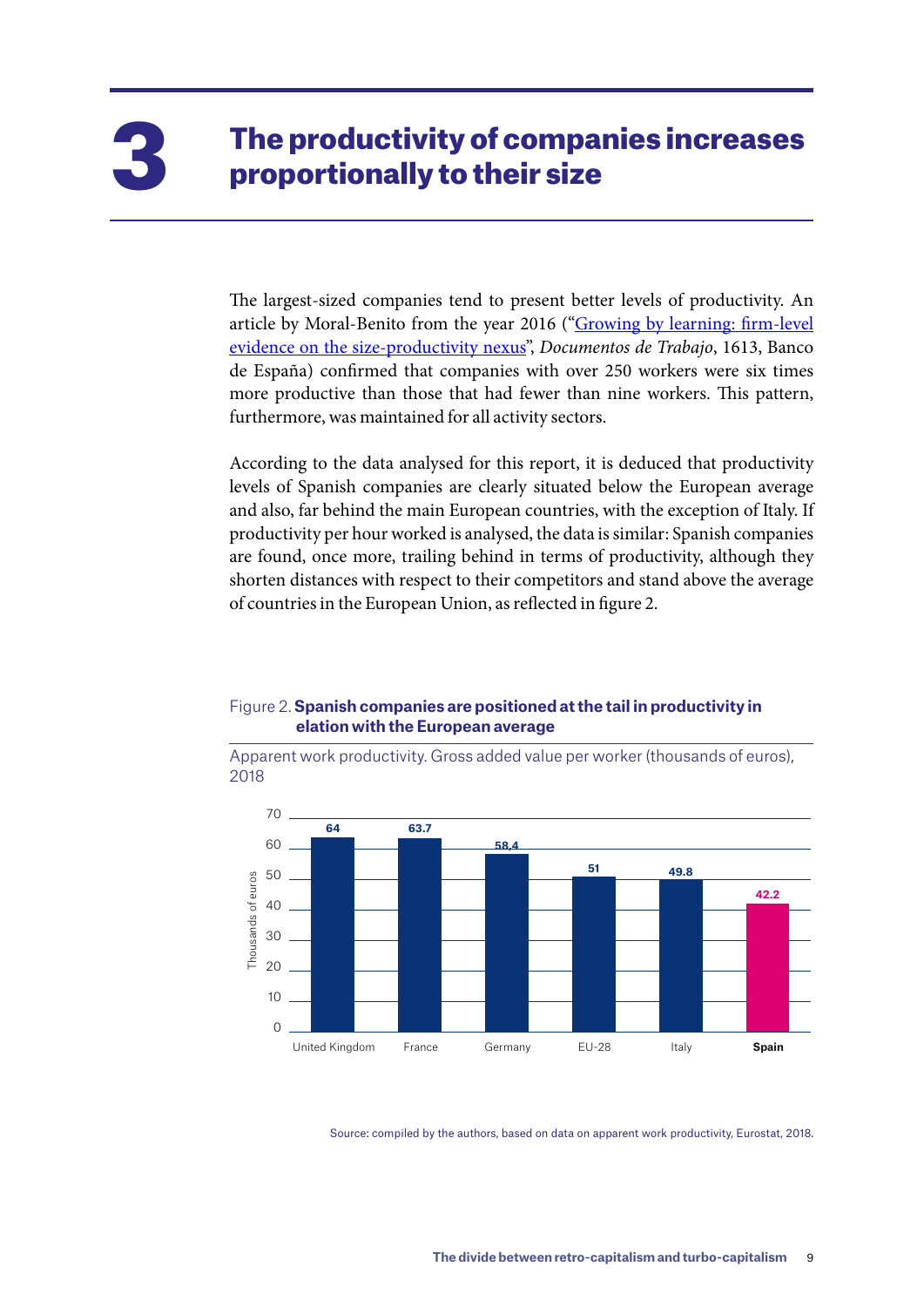# 3 The productivity of companies increases proportionally to their size

The largest-sized companies tend to present better levels of productivity. An article by Moral-Benito from the year 2016 ("Growing by learning: firm-level evidence on the size-productivity nexus", *Documentos de Trabajo*, 1613, Banco de España) confirmed that companies with over 250 workers were six times more productive than those that had fewer than nine workers. This pattern, furthermore, was maintained for all activity sectors.

According to the data analysed for this report, it is deduced that productivity levels of Spanish companies are clearly situated below the European average and also, far behind the main European countries, with the exception of Italy. If productivity per hour worked is analysed, the data is similar: Spanish companies are found, once more, trailing behind in terms of productivity, although they shorten distances with respect to their competitors and stand above the average of countries in the European Union, as reflected in figure 2.

Figure 2. **Spanish companies are positioned at the tail in productivity in elation with the European average**

Apparent work productivity. Gross added value per worker (thousands of euros), 2018

Thousands of euros

70
60
50
40
30
20
10
0

United Kingdom: 64
France: 63.7
Germany: 58,4
EU-28: 51
Italy: 49.8
**Spain**: 42.2

Source: compiled by the authors, based on data on apparent work productivity, Eurostat, 2018.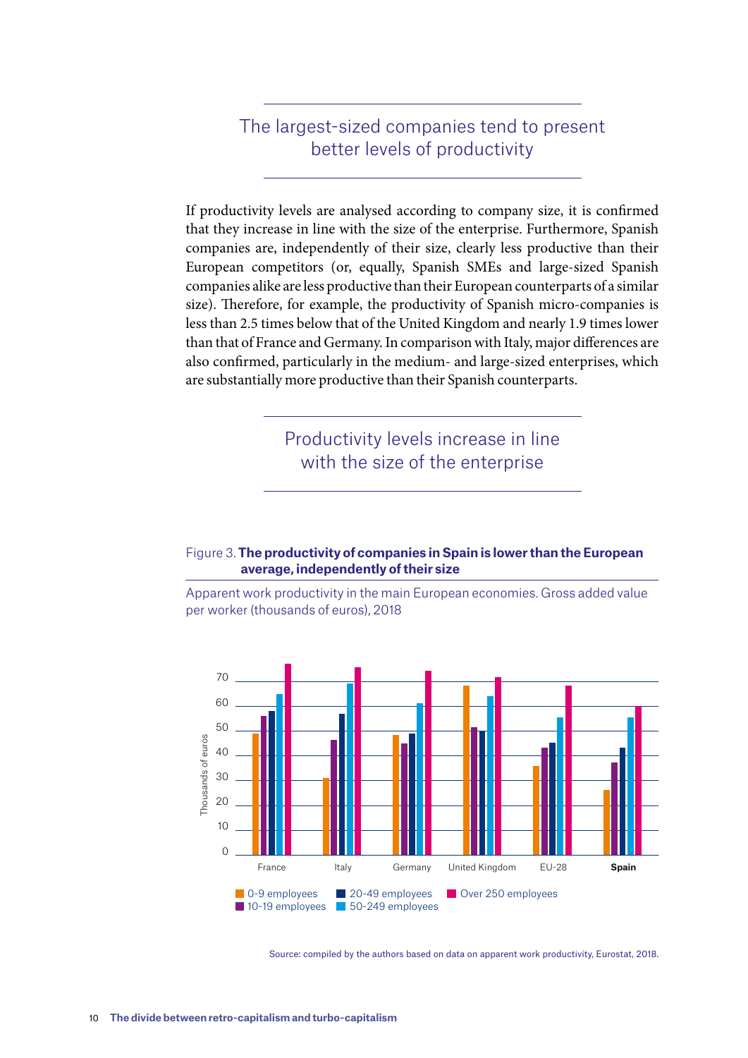## The largest-sized companies tend to present better levels of productivity

If productivity levels are analysed according to company size, it is confirmed that they increase in line with the size of the enterprise. Furthermore, Spanish companies are, independently of their size, clearly less productive than their European competitors (or, equally, Spanish SMEs and large-sized Spanish companies alike are less productive than their European counterparts of a similar size). Therefore, for example, the productivity of Spanish micro-companies is less than 2.5 times below that of the United Kingdom and nearly 1.9 times lower than that of France and Germany. In comparison with Italy, major differences are also confirmed, particularly in the medium- and large-sized enterprises, which are substantially more productive than their Spanish counterparts.

## Productivity levels increase in line with the size of the enterprise

Figure 3. **The productivity of companies in Spain is lower than the European average, independently of their size**

Apparent work productivity in the main European economies. Gross added value per worker (thousands of euros), 2018

Thousands of euros

70
60
50
40
30
20
10
0

France
Italy
Germany
United Kingdom
EU-28
**Spain**

0-9 employees
10-19 employees
20-49 employees
50-249 employees
Over 250 employees

Source: compiled by the authors based on data on apparent work productivity, Eurostat, 2018.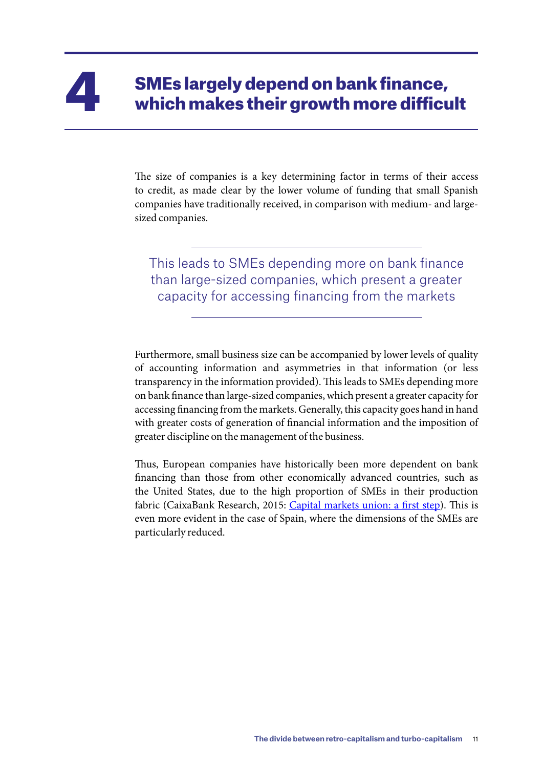# 4 SMEs largely depend on bank finance, which makes their growth more difficult

The size of companies is a key determining factor in terms of their access to credit, as made clear by the lower volume of funding that small Spanish companies have traditionally received, in comparison with medium- and large-sized companies.

> This leads to SMEs depending more on bank finance than large-sized companies, which present a greater capacity for accessing financing from the markets

Furthermore, small business size can be accompanied by lower levels of quality of accounting information and asymmetries in that information (or less transparency in the information provided). This leads to SMEs depending more on bank finance than large-sized companies, which present a greater capacity for accessing financing from the markets. Generally, this capacity goes hand in hand with greater costs of generation of financial information and the imposition of greater discipline on the management of the business.

Thus, European companies have historically been more dependent on bank financing than those from other economically advanced countries, such as the United States, due to the high proportion of SMEs in their production fabric (CaixaBank Research, 2015: Capital markets union: a first step). This is even more evident in the case of Spain, where the dimensions of the SMEs are particularly reduced.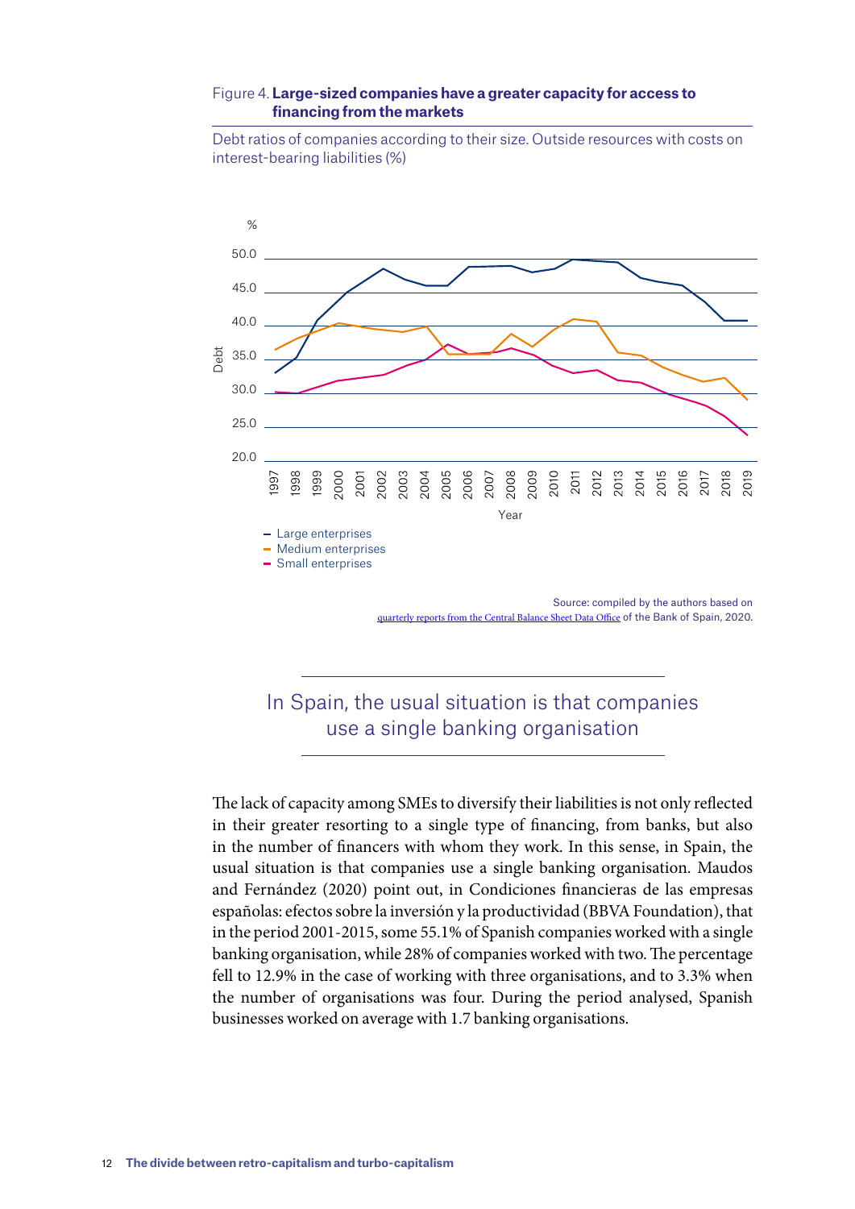Figure 4. **Large-sized companies have a greater capacity for access to financing from the markets**

Debt ratios of companies according to their size. Outside resources with costs on interest-bearing liabilities (%)

%

50.0
45.0
40.0
35.0
30.0
25.0
20.0

Debt

1997 1998 1999 2000 2001 2002 2003 2004 2005 2006 2007 2008 2009 2010 2011 2012 2013 2014 2015 2016 2017 2018 2019

Year

Large enterprises
Medium enterprises
Small enterprises

Source: compiled by the authors based on quarterly reports from the Central Balance Sheet Data Office of the Bank of Spain, 2020.

## In Spain, the usual situation is that companies use a single banking organisation

The lack of capacity among SMEs to diversify their liabilities is not only reflected in their greater resorting to a single type of financing, from banks, but also in the number of financers with whom they work. In this sense, in Spain, the usual situation is that companies use a single banking organisation. Maudos and Fernández (2020) point out, in Condiciones financieras de las empresas españolas: efectos sobre la inversión y la productividad (BBVA Foundation), that in the period 2001-2015, some 55.1% of Spanish companies worked with a single banking organisation, while 28% of companies worked with two. The percentage fell to 12.9% in the case of working with three organisations, and to 3.3% when the number of organisations was four. During the period analysed, Spanish businesses worked on average with 1.7 banking organisations.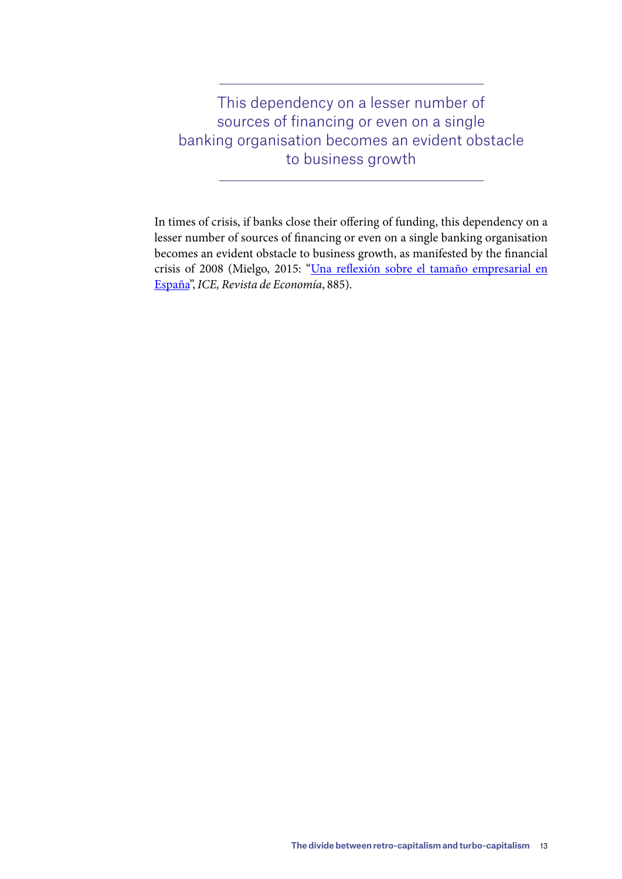> This dependency on a lesser number of sources of financing or even on a single banking organisation becomes an evident obstacle to business growth

In times of crisis, if banks close their offering of funding, this dependency on a lesser number of sources of financing or even on a single banking organisation becomes an evident obstacle to business growth, as manifested by the financial crisis of 2008 (Mielgo, 2015: "Una reflexión sobre el tamaño empresarial en España", *ICE, Revista de Economía*, 885).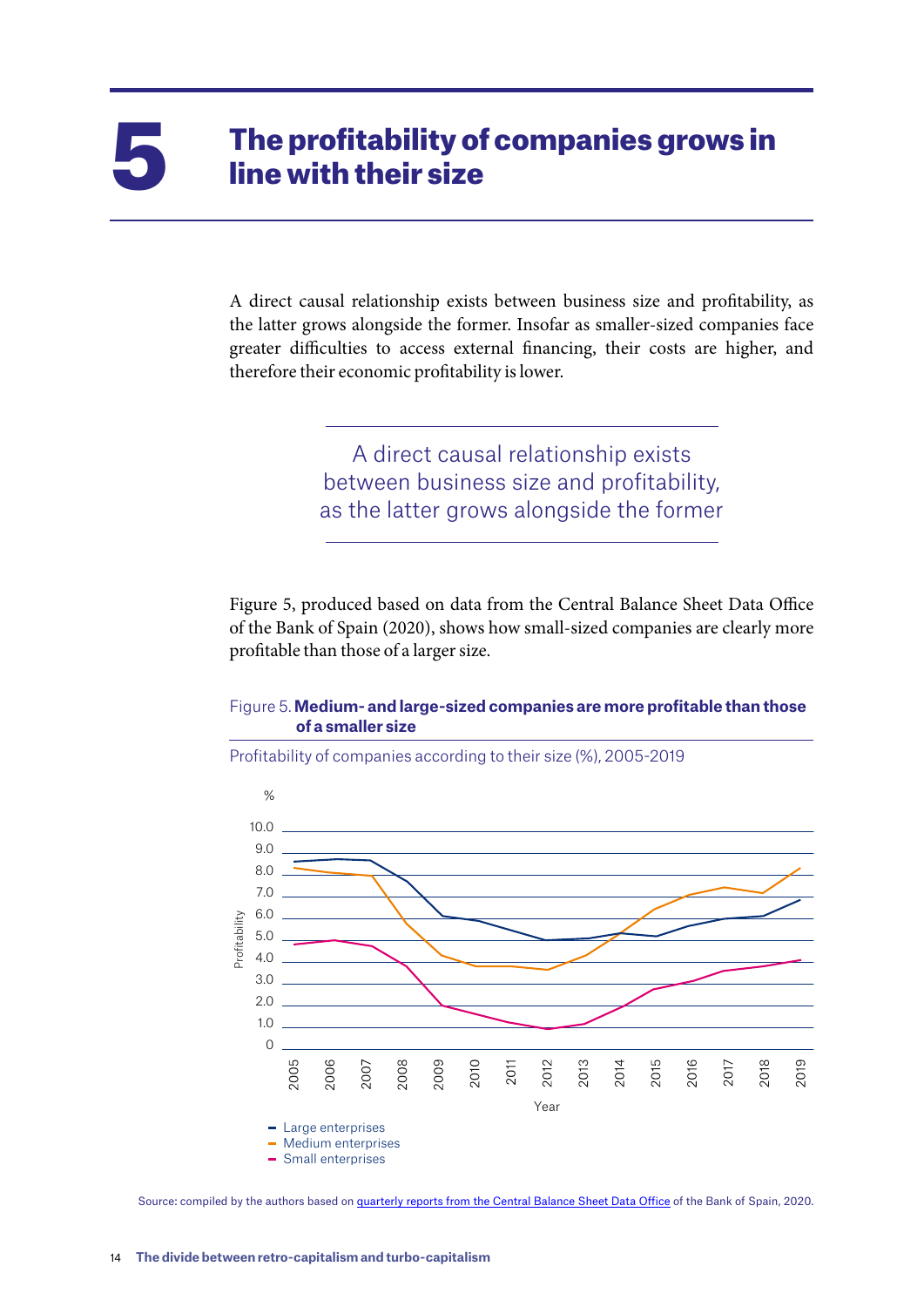# 5 The profitability of companies grows in line with their size

A direct causal relationship exists between business size and profitability, as the latter grows alongside the former. Insofar as smaller-sized companies face greater difficulties to access external financing, their costs are higher, and therefore their economic profitability is lower.

> A direct causal relationship exists between business size and profitability, as the latter grows alongside the former

Figure 5, produced based on data from the Central Balance Sheet Data Office of the Bank of Spain (2020), shows how small-sized companies are clearly more profitable than those of a larger size.

Figure 5. **Medium- and large-sized companies are more profitable than those of a smaller size**

Profitability of companies according to their size (%), 2005-2019

%

10.0
9.0
8.0
7.0
6.0
5.0
4.0
3.0
2.0
1.0
0

Profitability

2005 2006 2007 2008 2009 2010 2011 2012 2013 2014 2015 2016 2017 2018 2019

Year

- Large enterprises
- Medium enterprises
- Small enterprises

Source: compiled by the authors based on quarterly reports from the Central Balance Sheet Data Office of the Bank of Spain, 2020.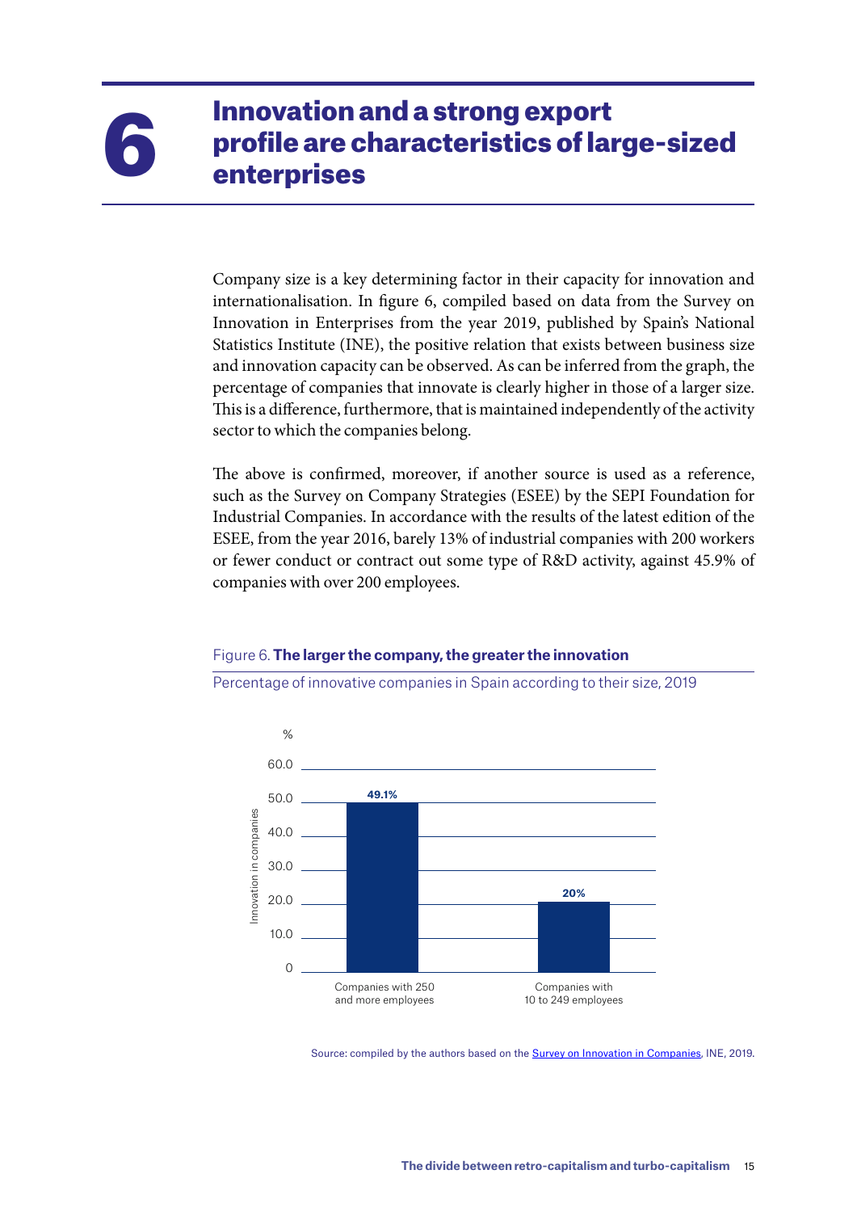# 6 Innovation and a strong export profile are characteristics of large-sized enterprises

Company size is a key determining factor in their capacity for innovation and internationalisation. In figure 6, compiled based on data from the Survey on Innovation in Enterprises from the year 2019, published by Spain's National Statistics Institute (INE), the positive relation that exists between business size and innovation capacity can be observed. As can be inferred from the graph, the percentage of companies that innovate is clearly higher in those of a larger size. This is a difference, furthermore, that is maintained independently of the activity sector to which the companies belong.

The above is confirmed, moreover, if another source is used as a reference, such as the Survey on Company Strategies (ESEE) by the SEPI Foundation for Industrial Companies. In accordance with the results of the latest edition of the ESEE, from the year 2016, barely 13% of industrial companies with 200 workers or fewer conduct or contract out some type of R&D activity, against 45.9% of companies with over 200 employees.

Figure 6. **The larger the company, the greater the innovation**

Percentage of innovative companies in Spain according to their size, 2019

%

60.0
50.0
40.0
30.0
20.0
10.0
0

Innovation in companies

49.1%

20%

Companies with 250 and more employees

Companies with 10 to 249 employees

Source: compiled by the authors based on the Survey on Innovation in Companies, INE, 2019.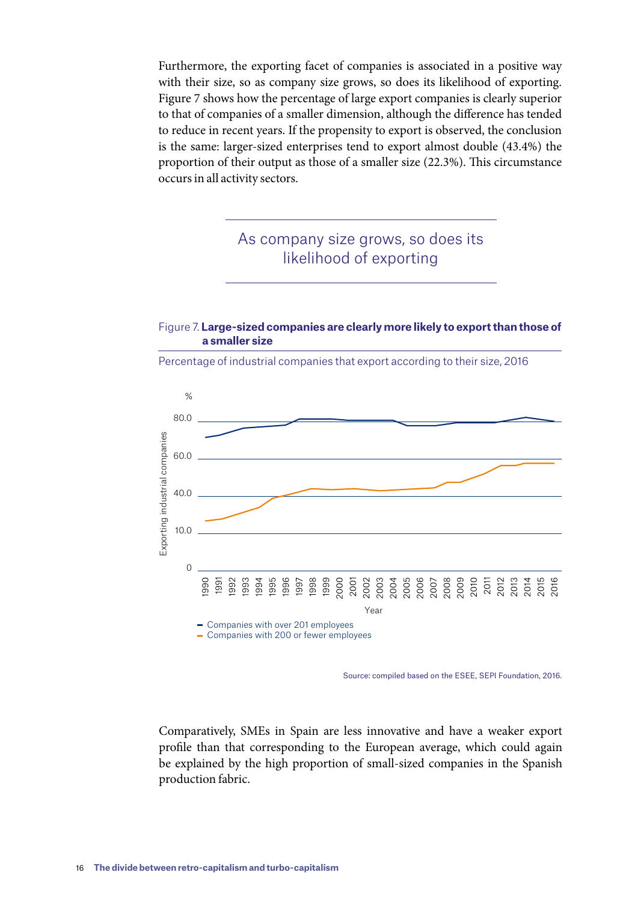Furthermore, the exporting facet of companies is associated in a positive way with their size, so as company size grows, so does its likelihood of exporting. Figure 7 shows how the percentage of large export companies is clearly superior to that of companies of a smaller dimension, although the difference has tended to reduce in recent years. If the propensity to export is observed, the conclusion is the same: larger-sized enterprises tend to export almost double (43.4%) the proportion of their output as those of a smaller size (22.3%). This circumstance occurs in all activity sectors.

> As company size grows, so does its likelihood of exporting

Figure 7. **Large-sized companies are clearly more likely to export than those of a smaller size**

Percentage of industrial companies that export according to their size, 2016

%

80.0
60.0
40.0
10.0
0

Exporting industrial companies

1990 1991 1992 1993 1994 1995 1996 1997 1998 1999 2000 2001 2002 2003 2004 2005 2006 2007 2008 2009 2010 2011 2012 2013 2014 2015 2016

Year

Companies with over 201 employees
Companies with 200 or fewer employees

Source: compiled based on the ESEE, SEPI Foundation, 2016.

Comparatively, SMEs in Spain are less innovative and have a weaker export profile than that corresponding to the European average, which could again be explained by the high proportion of small-sized companies in the Spanish production fabric.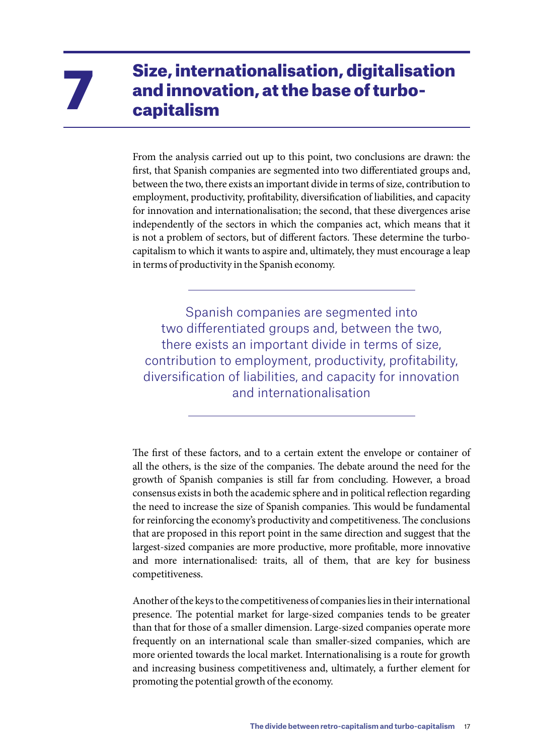# 7 Size, internationalisation, digitalisation and innovation, at the base of turbo-capitalism

From the analysis carried out up to this point, two conclusions are drawn: the first, that Spanish companies are segmented into two differentiated groups and, between the two, there exists an important divide in terms of size, contribution to employment, productivity, profitability, diversification of liabilities, and capacity for innovation and internationalisation; the second, that these divergences arise independently of the sectors in which the companies act, which means that it is not a problem of sectors, but of different factors. These determine the turbo-capitalism to which it wants to aspire and, ultimately, they must encourage a leap in terms of productivity in the Spanish economy.

> Spanish companies are segmented into two differentiated groups and, between the two, there exists an important divide in terms of size, contribution to employment, productivity, profitability, diversification of liabilities, and capacity for innovation and internationalisation

The first of these factors, and to a certain extent the envelope or container of all the others, is the size of the companies. The debate around the need for the growth of Spanish companies is still far from concluding. However, a broad consensus exists in both the academic sphere and in political reflection regarding the need to increase the size of Spanish companies. This would be fundamental for reinforcing the economy's productivity and competitiveness. The conclusions that are proposed in this report point in the same direction and suggest that the largest-sized companies are more productive, more profitable, more innovative and more internationalised: traits, all of them, that are key for business competitiveness.

Another of the keys to the competitiveness of companies lies in their international presence. The potential market for large-sized companies tends to be greater than that for those of a smaller dimension. Large-sized companies operate more frequently on an international scale than smaller-sized companies, which are more oriented towards the local market. Internationalising is a route for growth and increasing business competitiveness and, ultimately, a further element for promoting the potential growth of the economy.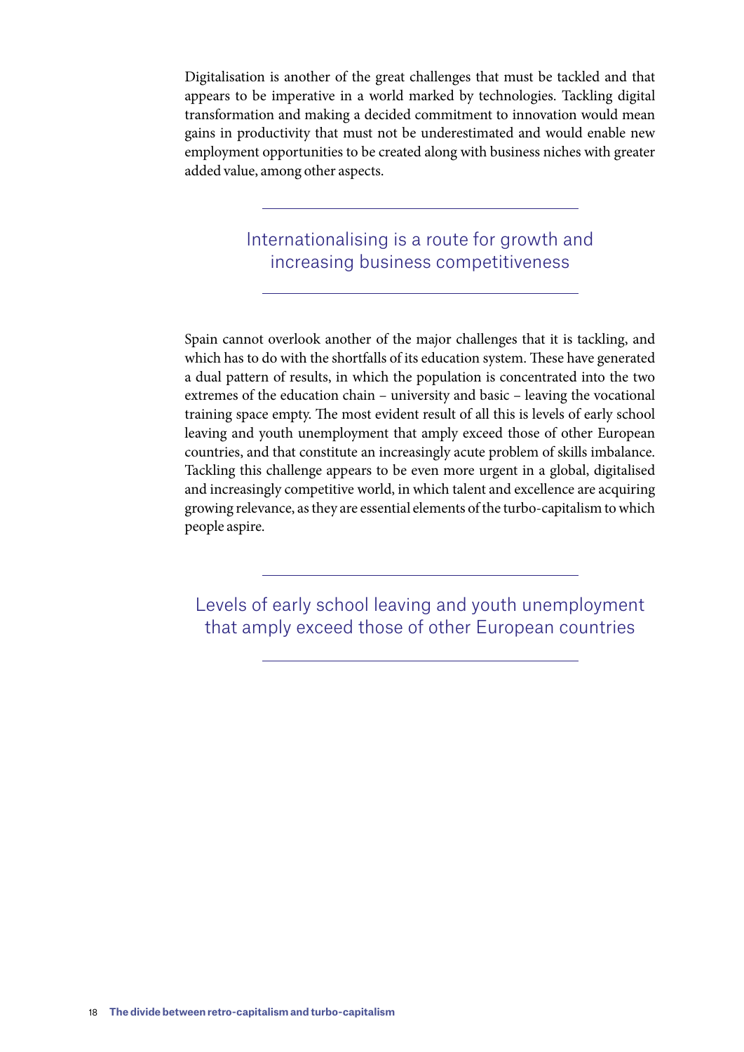Digitalisation is another of the great challenges that must be tackled and that appears to be imperative in a world marked by technologies. Tackling digital transformation and making a decided commitment to innovation would mean gains in productivity that must not be underestimated and would enable new employment opportunities to be created along with business niches with greater added value, among other aspects.

> Internationalising is a route for growth and increasing business competitiveness

Spain cannot overlook another of the major challenges that it is tackling, and which has to do with the shortfalls of its education system. These have generated a dual pattern of results, in which the population is concentrated into the two extremes of the education chain – university and basic – leaving the vocational training space empty. The most evident result of all this is levels of early school leaving and youth unemployment that amply exceed those of other European countries, and that constitute an increasingly acute problem of skills imbalance. Tackling this challenge appears to be even more urgent in a global, digitalised and increasingly competitive world, in which talent and excellence are acquiring growing relevance, as they are essential elements of the turbo-capitalism to which people aspire.

> Levels of early school leaving and youth unemployment that amply exceed those of other European countries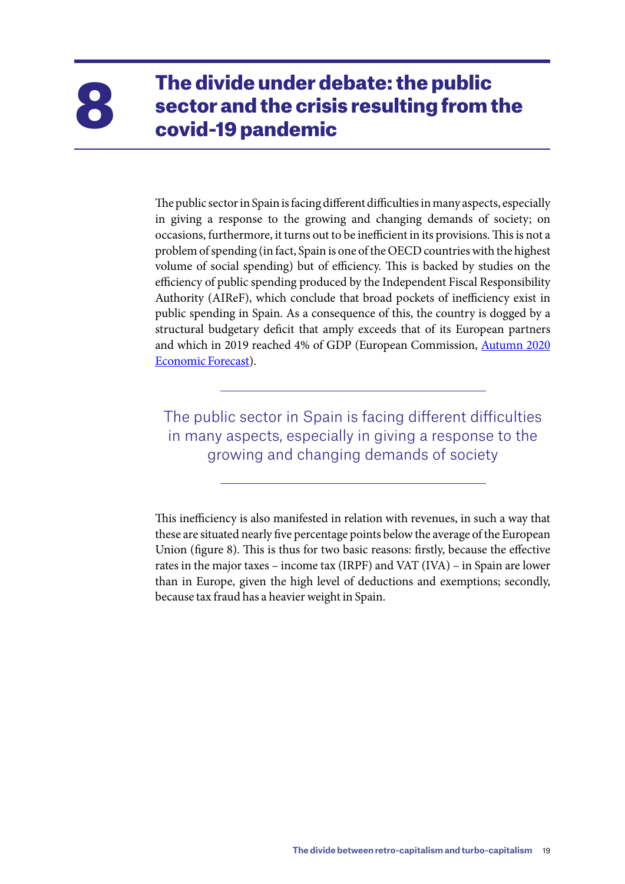# 8 The divide under debate: the public sector and the crisis resulting from the covid-19 pandemic

The public sector in Spain is facing different difficulties in many aspects, especially in giving a response to the growing and changing demands of society; on occasions, furthermore, it turns out to be inefficient in its provisions. This is not a problem of spending (in fact, Spain is one of the OECD countries with the highest volume of social spending) but of efficiency. This is backed by studies on the efficiency of public spending produced by the Independent Fiscal Responsibility Authority (AIReF), which conclude that broad pockets of inefficiency exist in public spending in Spain. As a consequence of this, the country is dogged by a structural budgetary deficit that amply exceeds that of its European partners and which in 2019 reached 4% of GDP (European Commission, Autumn 2020 Economic Forecast).

> The public sector in Spain is facing different difficulties in many aspects, especially in giving a response to the growing and changing demands of society

This inefficiency is also manifested in relation with revenues, in such a way that these are situated nearly five percentage points below the average of the European Union (figure 8). This is thus for two basic reasons: firstly, because the effective rates in the major taxes – income tax (IRPF) and VAT (IVA) – in Spain are lower than in Europe, given the high level of deductions and exemptions; secondly, because tax fraud has a heavier weight in Spain.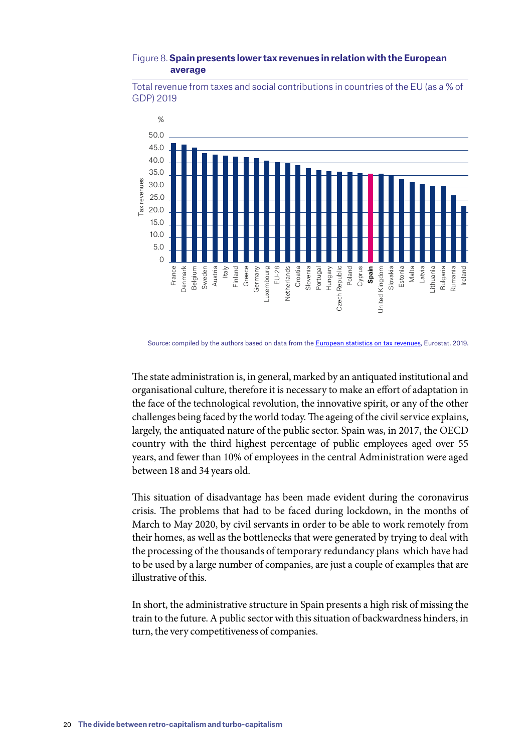Figure 8. **Spain presents lower tax revenues in relation with the European average**

Total revenue from taxes and social contributions in countries of the EU (as a % of GDP) 2019

%

50.0
45.0
40.0
35.0
30.0
25.0
20.0
15.0
10.0
5.0
0

Tax revenues

France, Denmark, Belgium, Sweden, Austria, Italy, Finland, Greece, Germany, Luxembourg, EU-28, Netherlands, Croatia, Slovenia, Portugal, Hungary, Czech Republic, Poland, Cyprus, **Spain**, United Kingdom, Slovakia, Estonia, Malta, Latvia, Lithuania, Bulgaria, Rumania, Ireland

Source: compiled by the authors based on data from the European statistics on tax revenues, Eurostat, 2019.

The state administration is, in general, marked by an antiquated institutional and organisational culture, therefore it is necessary to make an effort of adaptation in the face of the technological revolution, the innovative spirit, or any of the other challenges being faced by the world today. The ageing of the civil service explains, largely, the antiquated nature of the public sector. Spain was, in 2017, the OECD country with the third highest percentage of public employees aged over 55 years, and fewer than 10% of employees in the central Administration were aged between 18 and 34 years old.

This situation of disadvantage has been made evident during the coronavirus crisis. The problems that had to be faced during lockdown, in the months of March to May 2020, by civil servants in order to be able to work remotely from their homes, as well as the bottlenecks that were generated by trying to deal with the processing of the thousands of temporary redundancy plans which have had to be used by a large number of companies, are just a couple of examples that are illustrative of this.

In short, the administrative structure in Spain presents a high risk of missing the train to the future. A public sector with this situation of backwardness hinders, in turn, the very competitiveness of companies.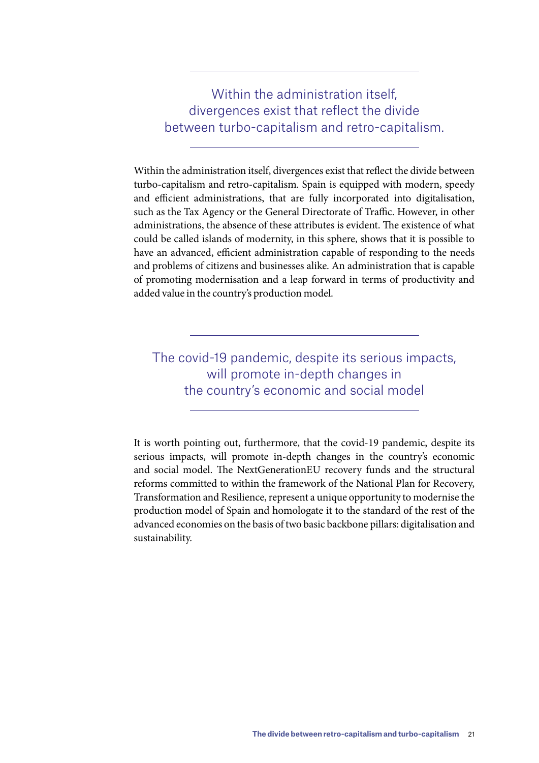> Within the administration itself, divergences exist that reflect the divide between turbo-capitalism and retro-capitalism.

Within the administration itself, divergences exist that reflect the divide between turbo-capitalism and retro-capitalism. Spain is equipped with modern, speedy and efficient administrations, that are fully incorporated into digitalisation, such as the Tax Agency or the General Directorate of Traffic. However, in other administrations, the absence of these attributes is evident. The existence of what could be called islands of modernity, in this sphere, shows that it is possible to have an advanced, efficient administration capable of responding to the needs and problems of citizens and businesses alike. An administration that is capable of promoting modernisation and a leap forward in terms of productivity and added value in the country's production model.

> The covid-19 pandemic, despite its serious impacts, will promote in-depth changes in the country's economic and social model

It is worth pointing out, furthermore, that the covid-19 pandemic, despite its serious impacts, will promote in-depth changes in the country's economic and social model. The NextGenerationEU recovery funds and the structural reforms committed to within the framework of the National Plan for Recovery, Transformation and Resilience, represent a unique opportunity to modernise the production model of Spain and homologate it to the standard of the rest of the advanced economies on the basis of two basic backbone pillars: digitalisation and sustainability.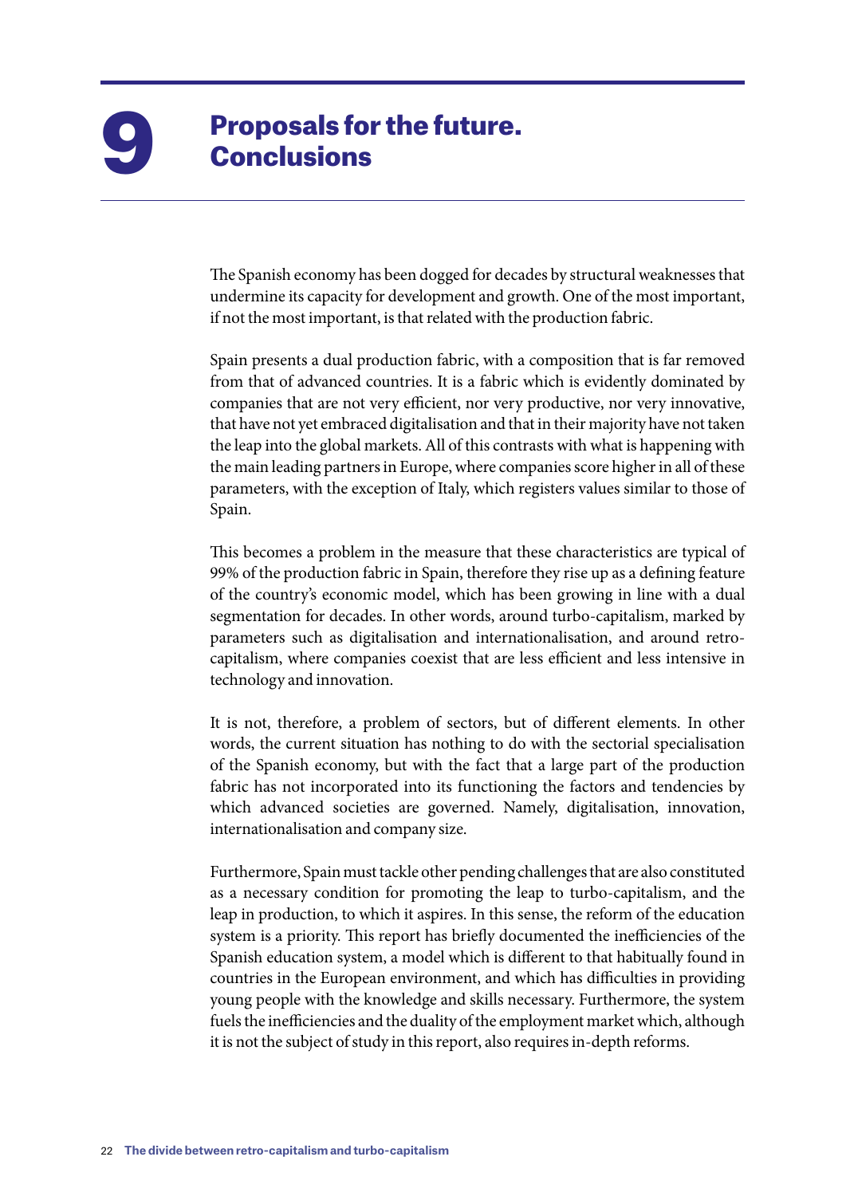# 9 Proposals for the future. Conclusions

The Spanish economy has been dogged for decades by structural weaknesses that undermine its capacity for development and growth. One of the most important, if not the most important, is that related with the production fabric.

Spain presents a dual production fabric, with a composition that is far removed from that of advanced countries. It is a fabric which is evidently dominated by companies that are not very efficient, nor very productive, nor very innovative, that have not yet embraced digitalisation and that in their majority have not taken the leap into the global markets. All of this contrasts with what is happening with the main leading partners in Europe, where companies score higher in all of these parameters, with the exception of Italy, which registers values similar to those of Spain.

This becomes a problem in the measure that these characteristics are typical of 99% of the production fabric in Spain, therefore they rise up as a defining feature of the country's economic model, which has been growing in line with a dual segmentation for decades. In other words, around turbo-capitalism, marked by parameters such as digitalisation and internationalisation, and around retro-capitalism, where companies coexist that are less efficient and less intensive in technology and innovation.

It is not, therefore, a problem of sectors, but of different elements. In other words, the current situation has nothing to do with the sectorial specialisation of the Spanish economy, but with the fact that a large part of the production fabric has not incorporated into its functioning the factors and tendencies by which advanced societies are governed. Namely, digitalisation, innovation, internationalisation and company size.

Furthermore, Spain must tackle other pending challenges that are also constituted as a necessary condition for promoting the leap to turbo-capitalism, and the leap in production, to which it aspires. In this sense, the reform of the education system is a priority. This report has briefly documented the inefficiencies of the Spanish education system, a model which is different to that habitually found in countries in the European environment, and which has difficulties in providing young people with the knowledge and skills necessary. Furthermore, the system fuels the inefficiencies and the duality of the employment market which, although it is not the subject of study in this report, also requires in-depth reforms.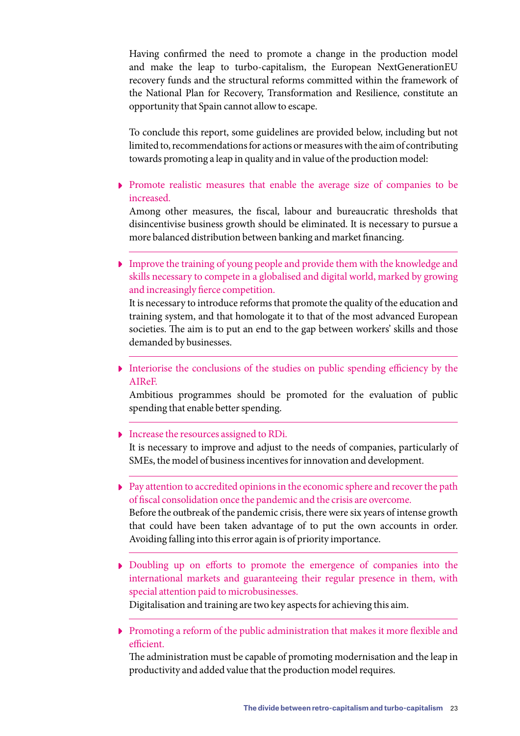Having confirmed the need to promote a change in the production model and make the leap to turbo-capitalism, the European NextGenerationEU recovery funds and the structural reforms committed within the framework of the National Plan for Recovery, Transformation and Resilience, constitute an opportunity that Spain cannot allow to escape.

To conclude this report, some guidelines are provided below, including but not limited to, recommendations for actions or measures with the aim of contributing towards promoting a leap in quality and in value of the production model:

- **Promote realistic measures that enable the average size of companies to be increased.**
  Among other measures, the fiscal, labour and bureaucratic thresholds that disincentivise business growth should be eliminated. It is necessary to pursue a more balanced distribution between banking and market financing.

- **Improve the training of young people and provide them with the knowledge and skills necessary to compete in a globalised and digital world, marked by growing and increasingly fierce competition.**
  It is necessary to introduce reforms that promote the quality of the education and training system, and that homologate it to that of the most advanced European societies. The aim is to put an end to the gap between workers' skills and those demanded by businesses.

- **Interiorise the conclusions of the studies on public spending efficiency by the AIReF.**
  Ambitious programmes should be promoted for the evaluation of public spending that enable better spending.

- **Increase the resources assigned to RDi.**
  It is necessary to improve and adjust to the needs of companies, particularly of SMEs, the model of business incentives for innovation and development.

- **Pay attention to accredited opinions in the economic sphere and recover the path of fiscal consolidation once the pandemic and the crisis are overcome.**
  Before the outbreak of the pandemic crisis, there were six years of intense growth that could have been taken advantage of to put the own accounts in order. Avoiding falling into this error again is of priority importance.

- **Doubling up on efforts to promote the emergence of companies into the international markets and guaranteeing their regular presence in them, with special attention paid to microbusinesses.**
  Digitalisation and training are two key aspects for achieving this aim.

- **Promoting a reform of the public administration that makes it more flexible and efficient.**
  The administration must be capable of promoting modernisation and the leap in productivity and added value that the production model requires.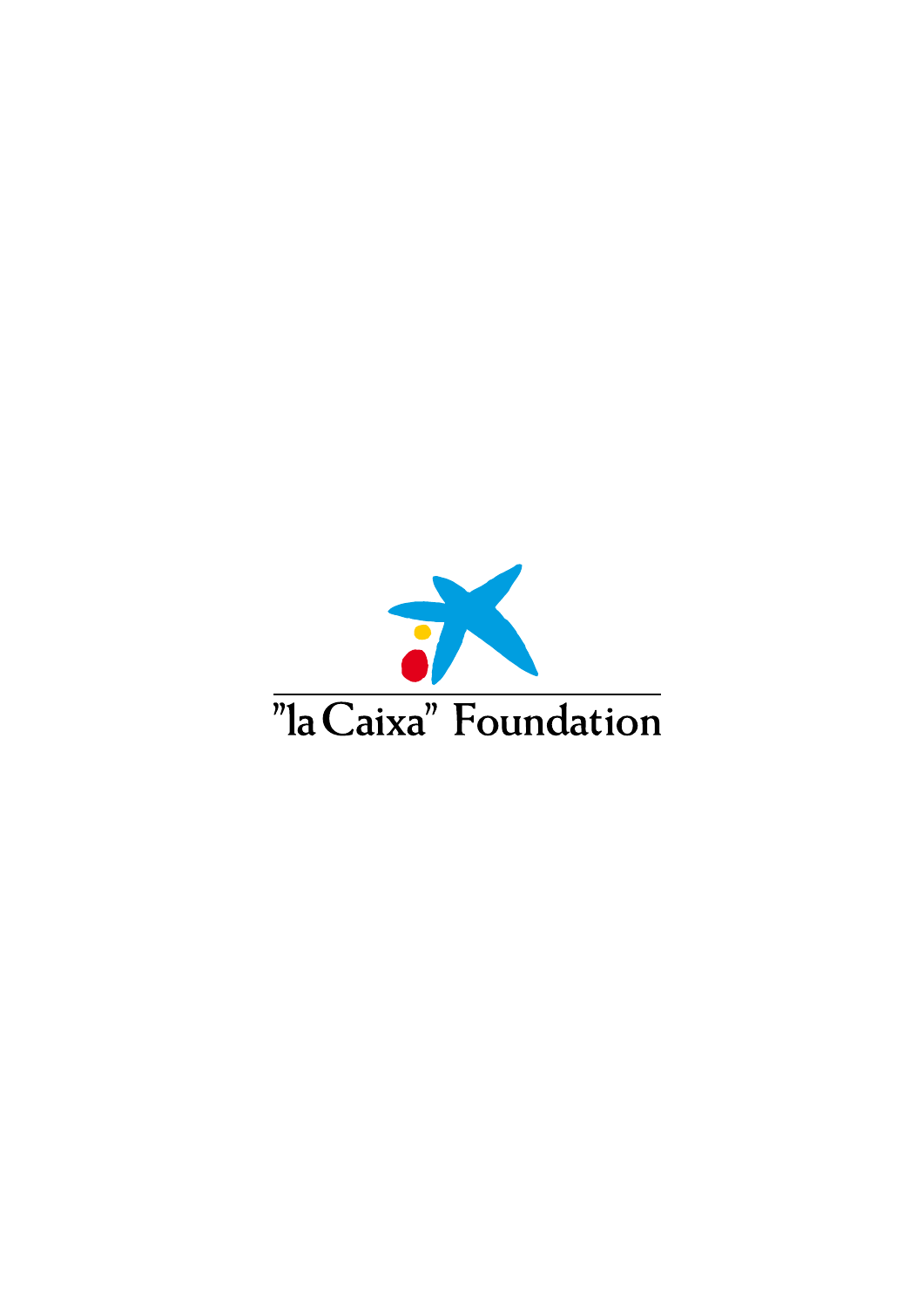"la Caixa" Foundation